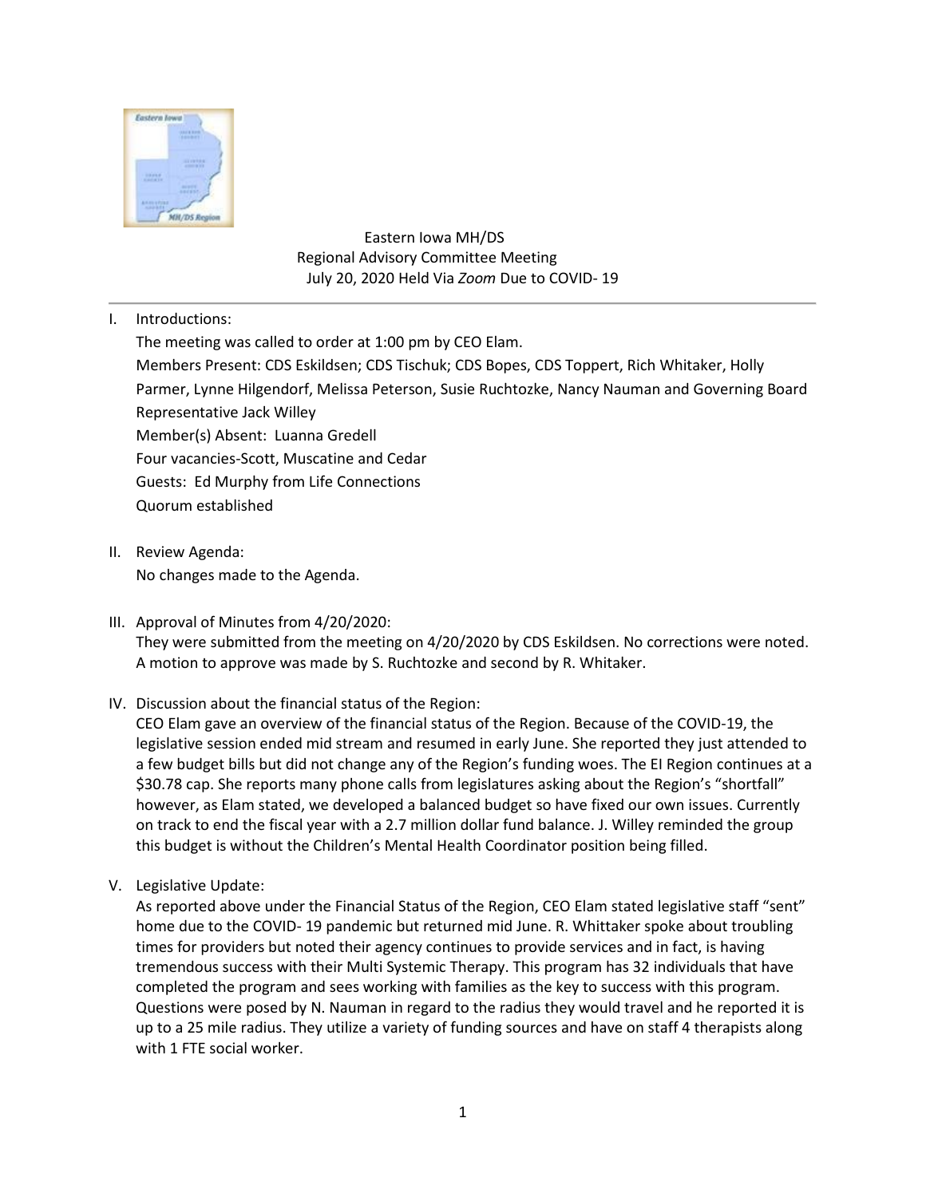# Eastern Iowa MH/DS
## Regional Advisory Committee Meeting
### July 20, 2020 Held Via *Zoom* Due to COVID- 19

I. Introductions:

The meeting was called to order at 1:00 pm by CEO Elam.

Members Present: CDS Eskildsen; CDS Tischuk; CDS Bopes, CDS Toppert, Rich Whitaker, Holly Parmer, Lynne Hilgendorf, Melissa Peterson, Susie Ruchtozke, Nancy Nauman and Governing Board Representative Jack Willey

Member(s) Absent: Luanna Gredell

Four vacancies-Scott, Muscatine and Cedar

Guests: Ed Murphy from Life Connections

Quorum established

II. Review Agenda:

No changes made to the Agenda.

III. Approval of Minutes from 4/20/2020:

They were submitted from the meeting on 4/20/2020 by CDS Eskildsen. No corrections were noted. A motion to approve was made by S. Ruchtozke and second by R. Whitaker.

IV. Discussion about the financial status of the Region:

CEO Elam gave an overview of the financial status of the Region. Because of the COVID-19, the legislative session ended mid stream and resumed in early June. She reported they just attended to a few budget bills but did not change any of the Region's funding woes. The EI Region continues at a $30.78 cap. She reports many phone calls from legislatures asking about the Region's "shortfall" however, as Elam stated, we developed a balanced budget so have fixed our own issues. Currently on track to end the fiscal year with a 2.7 million dollar fund balance. J. Willey reminded the group this budget is without the Children's Mental Health Coordinator position being filled.

V. Legislative Update:

As reported above under the Financial Status of the Region, CEO Elam stated legislative staff "sent" home due to the COVID- 19 pandemic but returned mid June. R. Whittaker spoke about troubling times for providers but noted their agency continues to provide services and in fact, is having tremendous success with their Multi Systemic Therapy. This program has 32 individuals that have completed the program and sees working with families as the key to success with this program. Questions were posed by N. Nauman in regard to the radius they would travel and he reported it is up to a 25 mile radius. They utilize a variety of funding sources and have on staff 4 therapists along with 1 FTE social worker.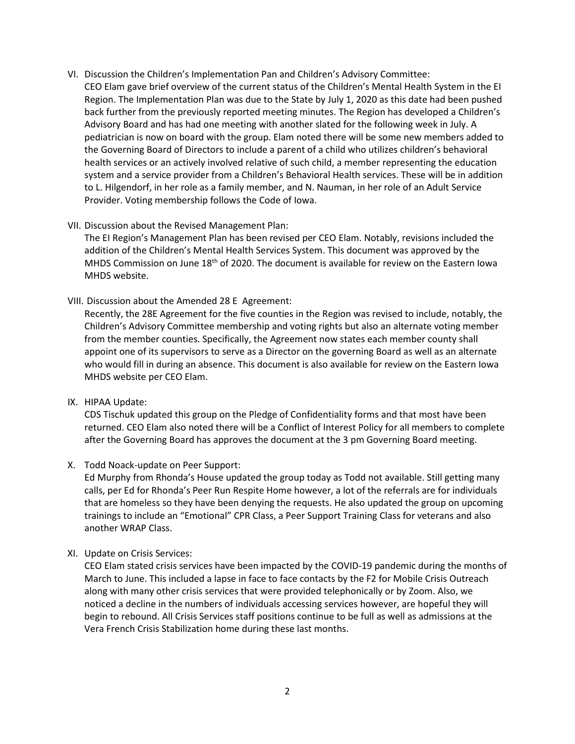VI. Discussion the Children's Implementation Pan and Children's Advisory Committee:

CEO Elam gave brief overview of the current status of the Children's Mental Health System in the EI Region. The Implementation Plan was due to the State by July 1, 2020 as this date had been pushed back further from the previously reported meeting minutes. The Region has developed a Children's Advisory Board and has had one meeting with another slated for the following week in July. A pediatrician is now on board with the group. Elam noted there will be some new members added to the Governing Board of Directors to include a parent of a child who utilizes children's behavioral health services or an actively involved relative of such child, a member representing the education system and a service provider from a Children's Behavioral Health services. These will be in addition to L. Hilgendorf, in her role as a family member, and N. Nauman, in her role of an Adult Service Provider. Voting membership follows the Code of Iowa.

VII. Discussion about the Revised Management Plan:

The EI Region's Management Plan has been revised per CEO Elam. Notably, revisions included the addition of the Children's Mental Health Services System. This document was approved by the MHDS Commission on June 18th of 2020. The document is available for review on the Eastern Iowa MHDS website.

VIII. Discussion about the Amended 28 E Agreement:

Recently, the 28E Agreement for the five counties in the Region was revised to include, notably, the Children's Advisory Committee membership and voting rights but also an alternate voting member from the member counties. Specifically, the Agreement now states each member county shall appoint one of its supervisors to serve as a Director on the governing Board as well as an alternate who would fill in during an absence. This document is also available for review on the Eastern Iowa MHDS website per CEO Elam.

IX. HIPAA Update:

CDS Tischuk updated this group on the Pledge of Confidentiality forms and that most have been returned. CEO Elam also noted there will be a Conflict of Interest Policy for all members to complete after the Governing Board has approves the document at the 3 pm Governing Board meeting.

X. Todd Noack-update on Peer Support:

Ed Murphy from Rhonda's House updated the group today as Todd not available. Still getting many calls, per Ed for Rhonda's Peer Run Respite Home however, a lot of the referrals are for individuals that are homeless so they have been denying the requests. He also updated the group on upcoming trainings to include an "Emotional" CPR Class, a Peer Support Training Class for veterans and also another WRAP Class.

XI. Update on Crisis Services:

CEO Elam stated crisis services have been impacted by the COVID-19 pandemic during the months of March to June. This included a lapse in face to face contacts by the F2 for Mobile Crisis Outreach along with many other crisis services that were provided telephonically or by Zoom. Also, we noticed a decline in the numbers of individuals accessing services however, are hopeful they will begin to rebound. All Crisis Services staff positions continue to be full as well as admissions at the Vera French Crisis Stabilization home during these last months.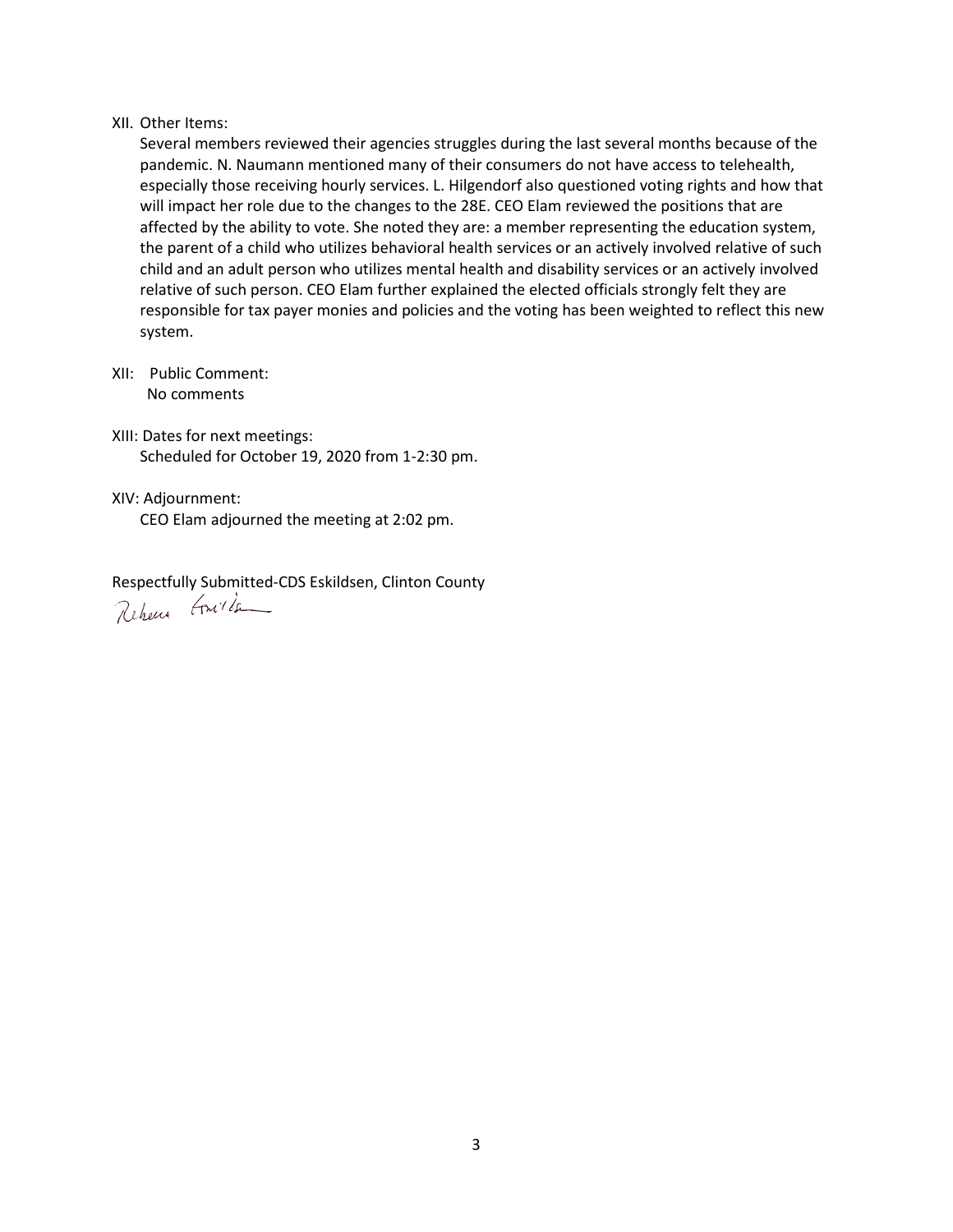XII. Other Items:

Several members reviewed their agencies struggles during the last several months because of the pandemic. N. Naumann mentioned many of their consumers do not have access to telehealth, especially those receiving hourly services. L. Hilgendorf also questioned voting rights and how that will impact her role due to the changes to the 28E. CEO Elam reviewed the positions that are affected by the ability to vote. She noted they are: a member representing the education system, the parent of a child who utilizes behavioral health services or an actively involved relative of such child and an adult person who utilizes mental health and disability services or an actively involved relative of such person. CEO Elam further explained the elected officials strongly felt they are responsible for tax payer monies and policies and the voting has been weighted to reflect this new system.

XII: Public Comment:

No comments

XIII: Dates for next meetings:

Scheduled for October 19, 2020 from 1-2:30 pm.

XIV: Adjournment:

CEO Elam adjourned the meeting at 2:02 pm.

Respectfully Submitted-CDS Eskildsen, Clinton County